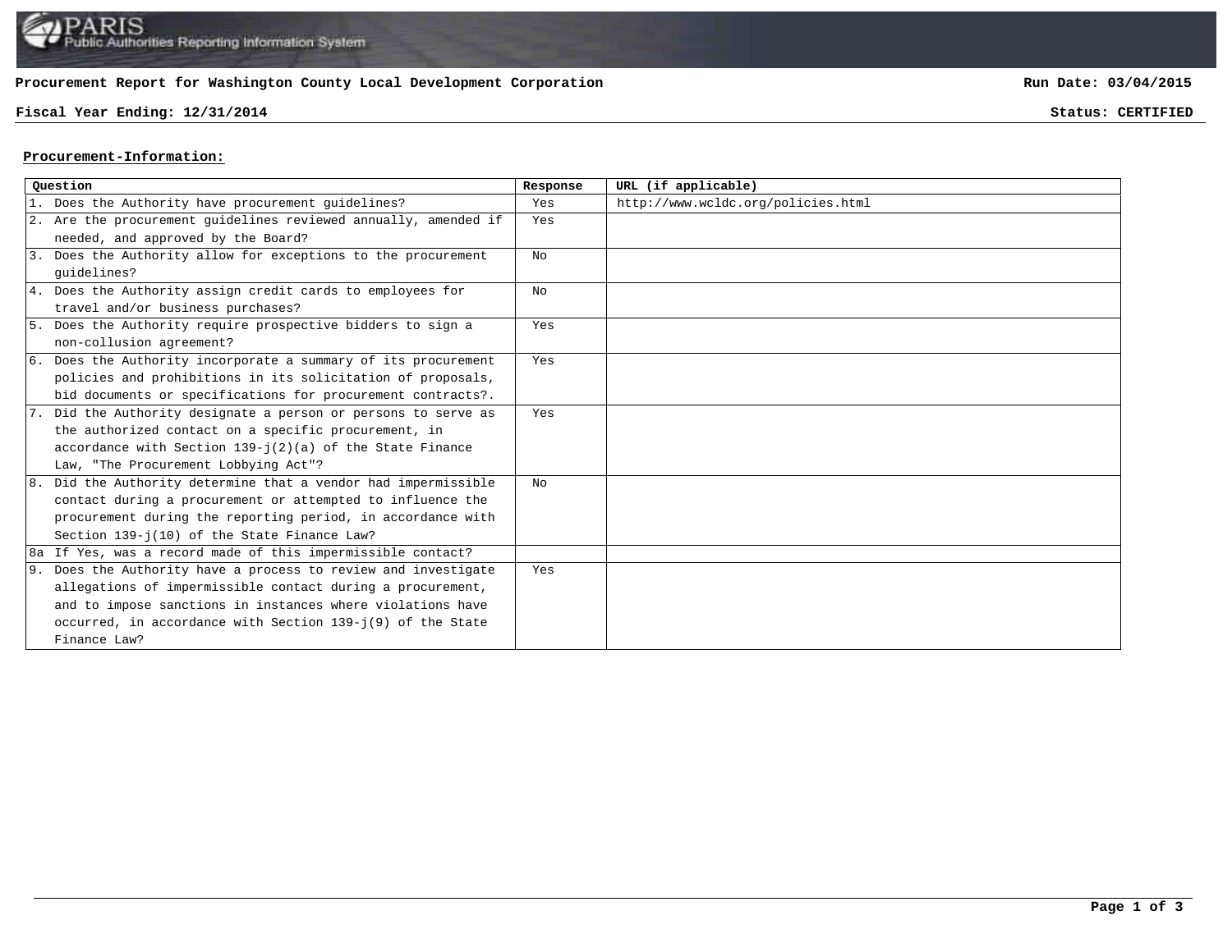**Procurement Report for Washington County Local Development Corporation**

**Run Date: 03/04/2015**

**Fiscal Year Ending: 12/31/2014**

**Status: CERTIFIED**

## Procurement-Information:

| Question | Response | URL (if applicable) |
|---|---|---|
| 1. Does the Authority have procurement guidelines? | Yes | http://www.wcldc.org/policies.html |
| 2. Are the procurement guidelines reviewed annually, amended if needed, and approved by the Board? | Yes | |
| 3. Does the Authority allow for exceptions to the procurement guidelines? | No | |
| 4. Does the Authority assign credit cards to employees for travel and/or business purchases? | No | |
| 5. Does the Authority require prospective bidders to sign a non-collusion agreement? | Yes | |
| 6. Does the Authority incorporate a summary of its procurement policies and prohibitions in its solicitation of proposals, bid documents or specifications for procurement contracts?. | Yes | |
| 7. Did the Authority designate a person or persons to serve as the authorized contact on a specific procurement, in accordance with Section 139-j(2)(a) of the State Finance Law, "The Procurement Lobbying Act"? | Yes | |
| 8. Did the Authority determine that a vendor had impermissible contact during a procurement or attempted to influence the procurement during the reporting period, in accordance with Section 139-j(10) of the State Finance Law? | No | |
| 8a If Yes, was a record made of this impermissible contact? | | |
| 9. Does the Authority have a process to review and investigate allegations of impermissible contact during a procurement, and to impose sanctions in instances where violations have occurred, in accordance with Section 139-j(9) of the State Finance Law? | Yes | |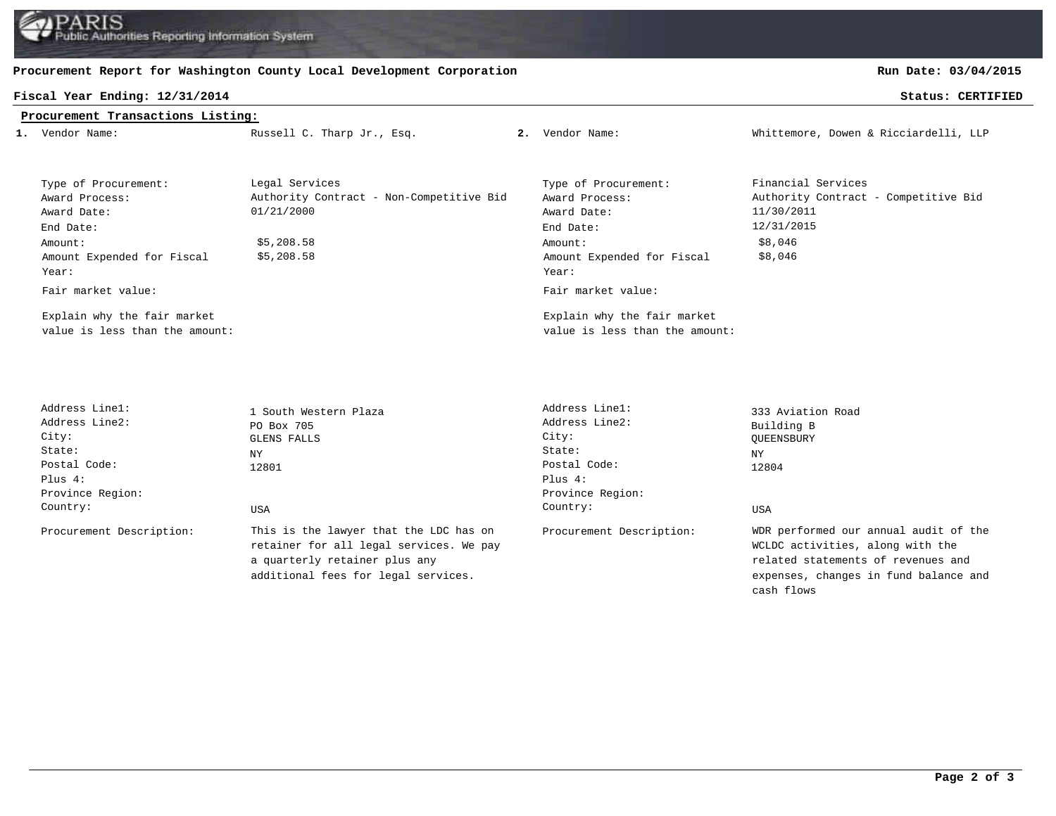**Procurement Report for Washington County Local Development Corporation**

**Run Date: 03/04/2015**

**Fiscal Year Ending: 12/31/2014**

**Status: CERTIFIED**

**Procurement Transactions Listing:**

**1.**

| Field | Value |
|---|---|
| Vendor Name: | Russell C. Tharp Jr., Esq. |
| Type of Procurement: | Legal Services |
| Award Process: | Authority Contract - Non-Competitive Bid |
| Award Date: | 01/21/2000 |
| End Date: | |
| Amount: | $5,208.58 |
| Amount Expended for Fiscal Year: | $5,208.58 |
| Fair market value: | |
| Explain why the fair market value is less than the amount: | |
| Address Line1: | 1 South Western Plaza |
| Address Line2: | PO Box 705 |
| City: | GLENS FALLS |
| State: | NY |
| Postal Code: | 12801 |
| Plus 4: | |
| Province Region: | |
| Country: | USA |
| Procurement Description: | This is the lawyer that the LDC has on retainer for all legal services. We pay a quarterly retainer plus any additional fees for legal services. |

**2.**

| Field | Value |
|---|---|
| Vendor Name: | Whittemore, Dowen & Ricciardelli, LLP |
| Type of Procurement: | Financial Services |
| Award Process: | Authority Contract - Competitive Bid |
| Award Date: | 11/30/2011 |
| End Date: | 12/31/2015 |
| Amount: | $8,046 |
| Amount Expended for Fiscal Year: | $8,046 |
| Fair market value: | |
| Explain why the fair market value is less than the amount: | |
| Address Line1: | 333 Aviation Road |
| Address Line2: | Building B |
| City: | QUEENSBURY |
| State: | NY |
| Postal Code: | 12804 |
| Plus 4: | |
| Province Region: | |
| Country: | USA |
| Procurement Description: | WDR performed our annual audit of the WCLDC activities, along with the related statements of revenues and expenses, changes in fund balance and cash flows |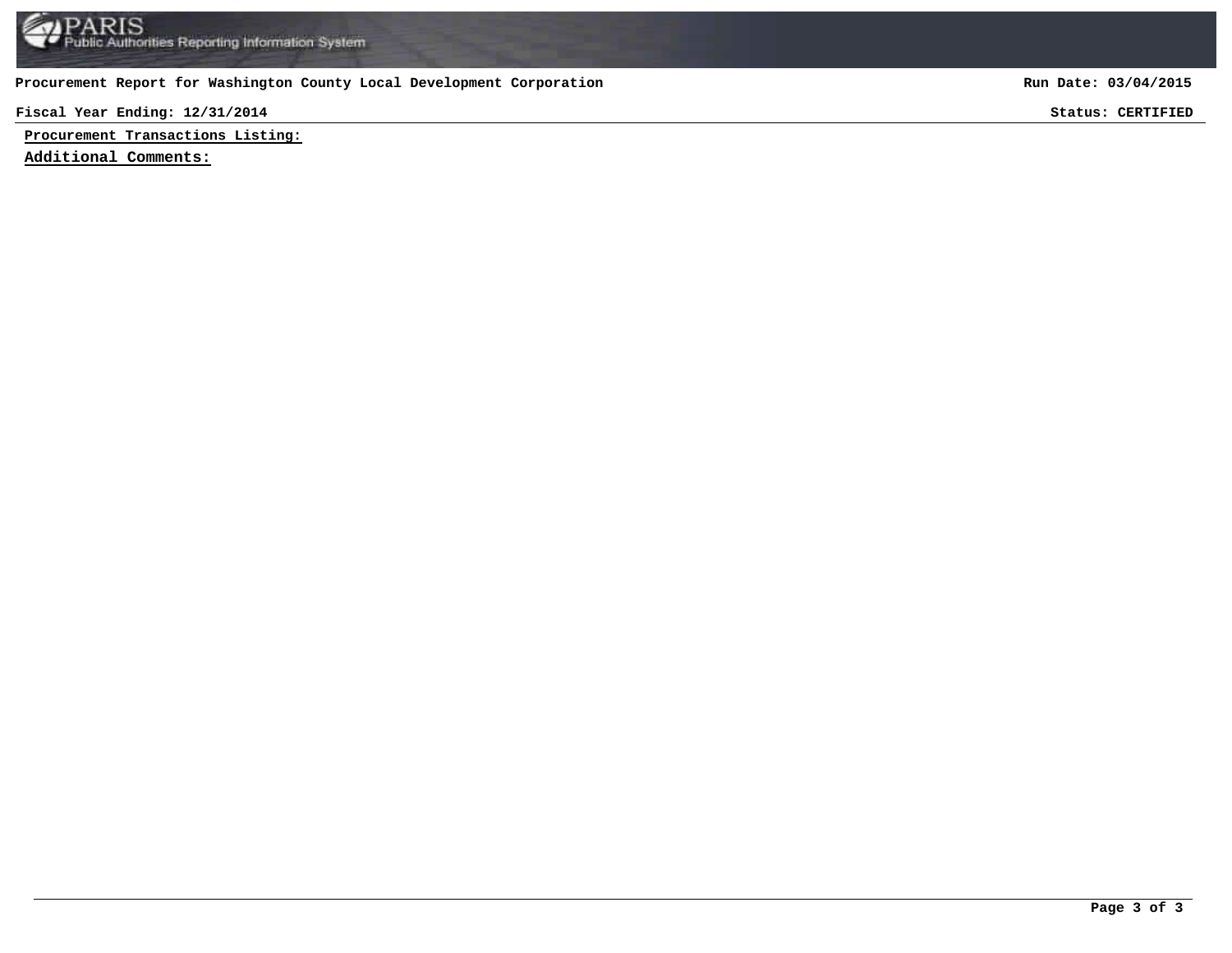Procurement Report for Washington County Local Development Corporation

Run Date: 03/04/2015

Fiscal Year Ending: 12/31/2014

Status: CERTIFIED

**Procurement Transactions Listing:**

**Additional Comments:**